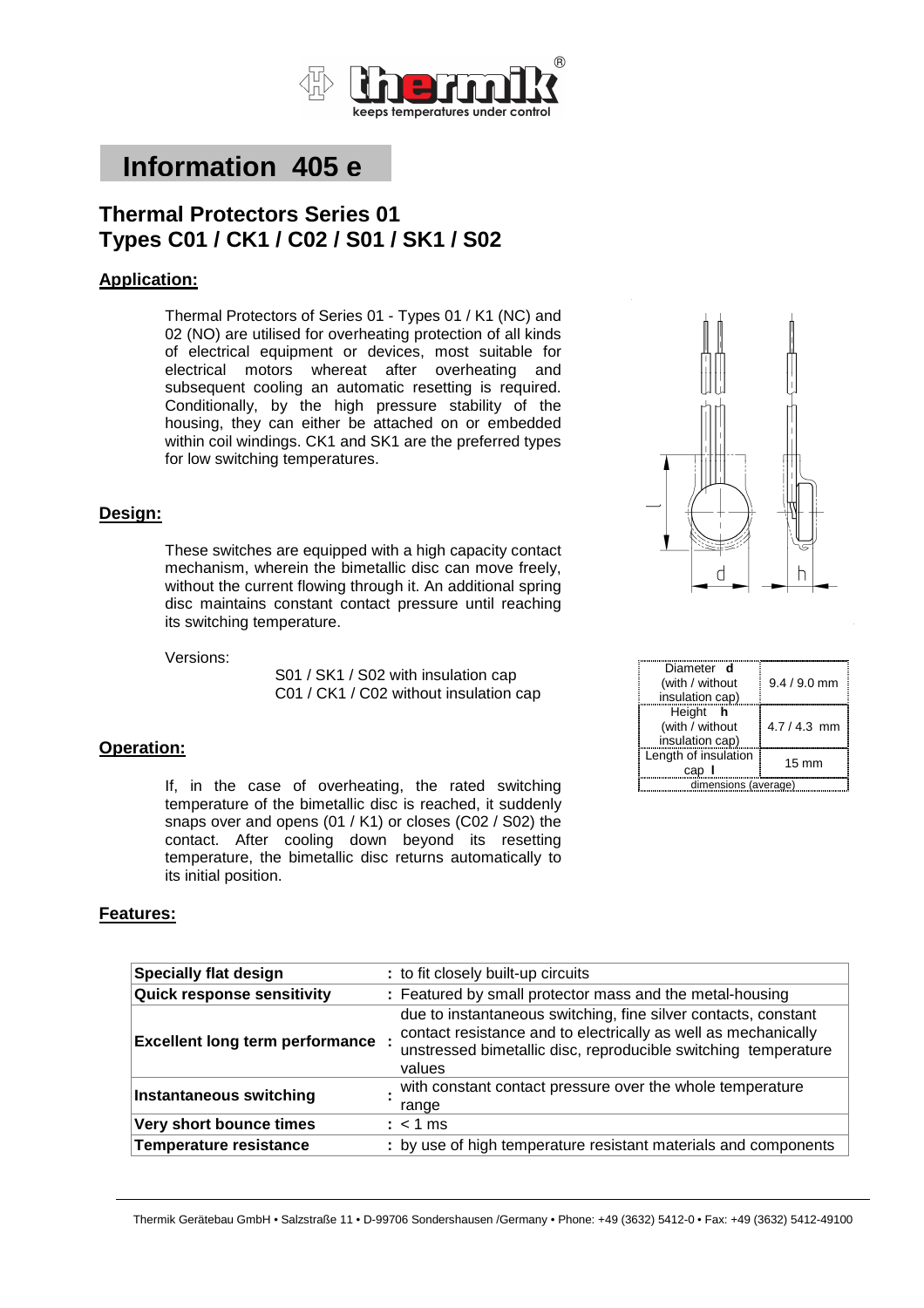# Information 405 e

## Thermal Protectors Series 01
## Types C01 / CK1 / C02 / S01 / SK1 / S02

### Application:

Thermal Protectors of Series 01 - Types 01 / K1 (NC) and 02 (NO) are utilised for overheating protection of all kinds of electrical equipment or devices, most suitable for electrical motors whereat after overheating and subsequent cooling an automatic resetting is required. Conditionally, by the high pressure stability of the housing, they can either be attached on or embedded within coil windings. CK1 and SK1 are the preferred types for low switching temperatures.

| Diameter **d** (with / without insulation cap) | 9.4 / 9.0 mm |
|---|---|
| Height **h** (with / without insulation cap) | 4.7 / 4.3 mm |
| Length of insulation cap **l** | 15 mm |
| dimensions (average) | |

### Design:

These switches are equipped with a high capacity contact mechanism, wherein the bimetallic disc can move freely, without the current flowing through it. An additional spring disc maintains constant contact pressure until reaching its switching temperature.

Versions:

S01 / SK1 / S02 with insulation cap
C01 / CK1 / C02 without insulation cap

### Operation:

If, in the case of overheating, the rated switching temperature of the bimetallic disc is reached, it suddenly snaps over and opens (01 / K1) or closes (C02 / S02) the contact. After cooling down beyond its resetting temperature, the bimetallic disc returns automatically to its initial position.

### Features:

| | |
|---|---|
| **Specially flat design** | : to fit closely built-up circuits |
| **Quick response sensitivity** | : Featured by small protector mass and the metal-housing |
| **Excellent long term performance** | : due to instantaneous switching, fine silver contacts, constant contact resistance and to electrically as well as mechanically unstressed bimetallic disc, reproducible switching temperature values |
| **Instantaneous switching** | : with constant contact pressure over the whole temperature range |
| **Very short bounce times** | : < 1 ms |
| **Temperature resistance** | : by use of high temperature resistant materials and components |

Thermik Gerätebau GmbH • Salzstraße 11 • D-99706 Sondershausen /Germany • Phone: +49 (3632) 5412-0 • Fax: +49 (3632) 5412-49100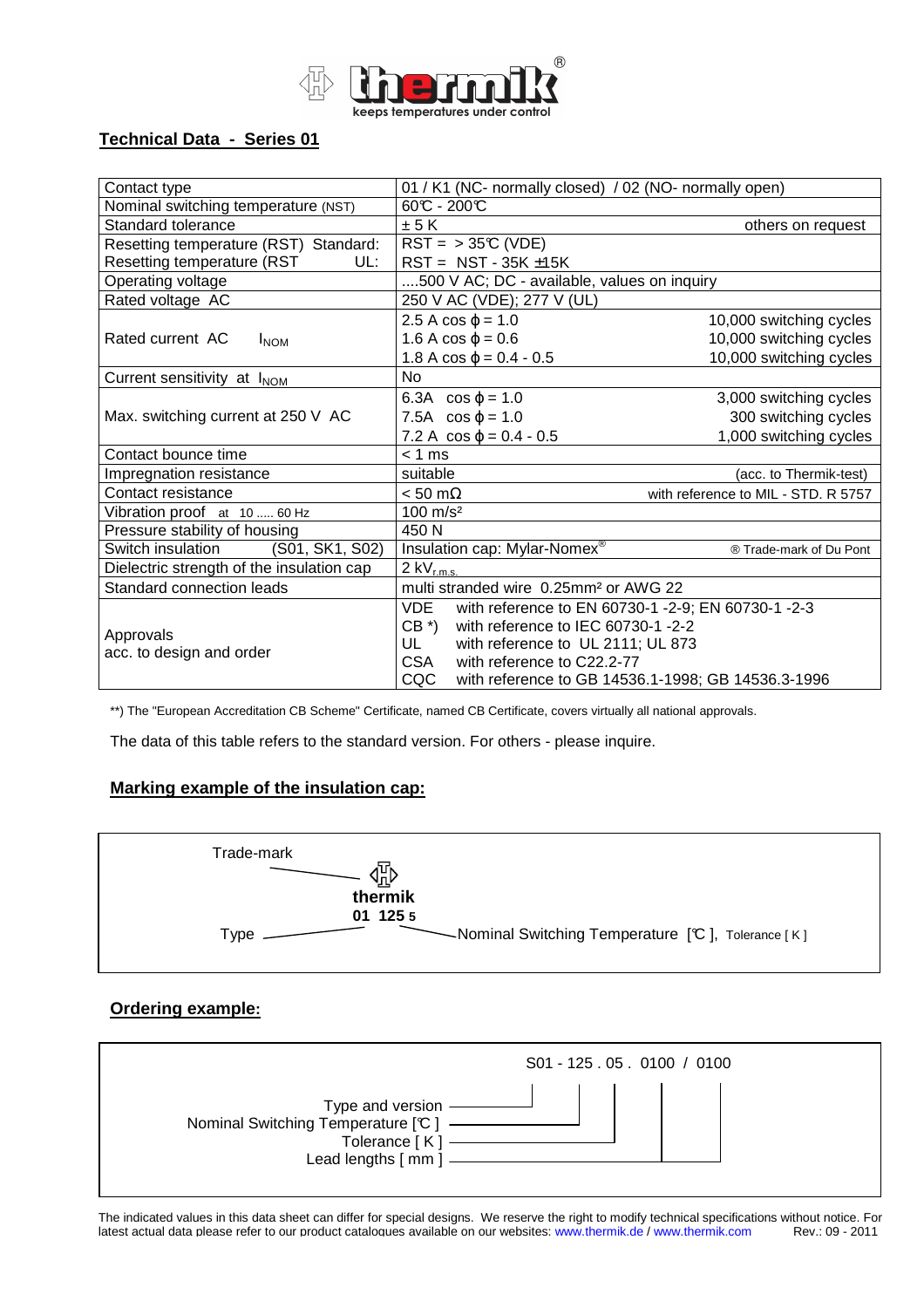thermik® keeps temperatures under control

## Technical Data - Series 01

| | | |
|---|---|---|
| Contact type | 01 / K1 (NC- normally closed) / 02 (NO- normally open) | |
| Nominal switching temperature (NST) | 60℃ - 200℃ | |
| Standard tolerance | ± 5 K | others on request |
| Resetting temperature (RST) Standard: | RST = > 35℃ (VDE) | |
| Resetting temperature (RST UL: | RST = NST - 35K ±15K | |
| Operating voltage | ....500 V AC; DC - available, values on inquiry | |
| Rated voltage AC | 250 V AC (VDE); 277 V (UL) | |
| Rated current AC $I_{NOM}$ | 2.5 A cos $\phi$ = 1.0 | 10,000 switching cycles |
| | 1.6 A cos $\phi$ = 0.6 | 10,000 switching cycles |
| | 1.8 A cos $\phi$ = 0.4 - 0.5 | 10,000 switching cycles |
| Current sensitivity at $I_{NOM}$ | No | |
| Max. switching current at 250 V AC | 6.3A cos $\phi$ = 1.0 | 3,000 switching cycles |
| | 7.5A cos $\phi$ = 1.0 | 300 switching cycles |
| | 7.2 A cos $\phi$ = 0.4 - 0.5 | 1,000 switching cycles |
| Contact bounce time | < 1 ms | |
| Impregnation resistance | suitable | (acc. to Thermik-test) |
| Contact resistance | < 50 mΩ | with reference to MIL - STD. R 5757 |
| Vibration proof at 10 ..... 60 Hz | 100 m/s² | |
| Pressure stability of housing | 450 N | |
| Switch insulation (S01, SK1, S02) | Insulation cap: Mylar-Nomex® | ® Trade-mark of Du Pont |
| Dielectric strength of the insulation cap | 2 $kV_{r.m.s.}$ | |
| Standard connection leads | multi stranded wire 0.25mm² or AWG 22 | |
| Approvals acc. to design and order | VDE with reference to EN 60730-1 -2-9; EN 60730-1 -2-3 | |
| | CB *) with reference to IEC 60730-1 -2-2 | |
| | UL with reference to UL 2111; UL 873 | |
| | CSA with reference to C22.2-77 | |
| | CQC with reference to GB 14536.1-1998; GB 14536.3-1996 | |

**) The "European Accreditation CB Scheme" Certificate, named CB Certificate, covers virtually all national approvals.

The data of this table refers to the standard version. For others - please inquire.

### Marking example of the insulation cap:

Trade-mark

thermik

01 125 5

Type

Nominal Switching Temperature [℃], Tolerance [ K ]

### Ordering example:

S01 - 125 . 05 . 0100 / 0100

Type and version

Nominal Switching Temperature [℃]

Tolerance [ K ]

Lead lengths [ mm ]

The indicated values in this data sheet can differ for special designs. We reserve the right to modify technical specifications without notice. For latest actual data please refer to our product catalogues available on our websites: www.thermik.de / www.thermik.com Rev.: 09 - 2011